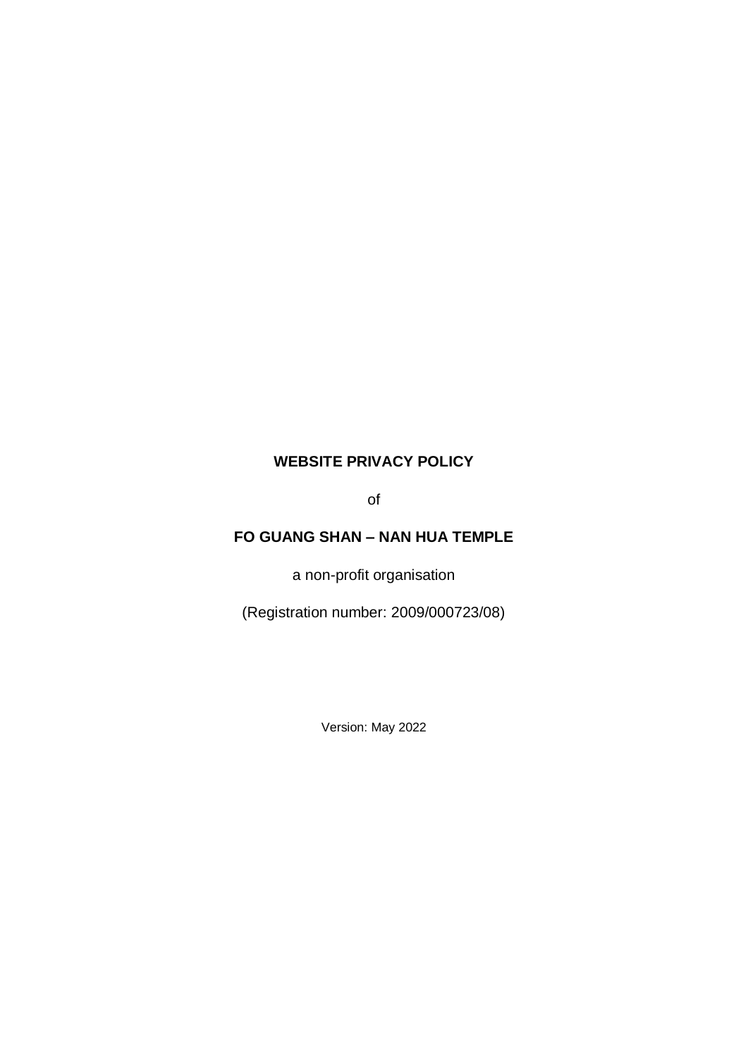# WEBSITE PRIVACY POLICY

of

# FO GUANG SHAN – NAN HUA TEMPLE

a non-profit organisation

(Registration number: 2009/000723/08)

Version: May 2022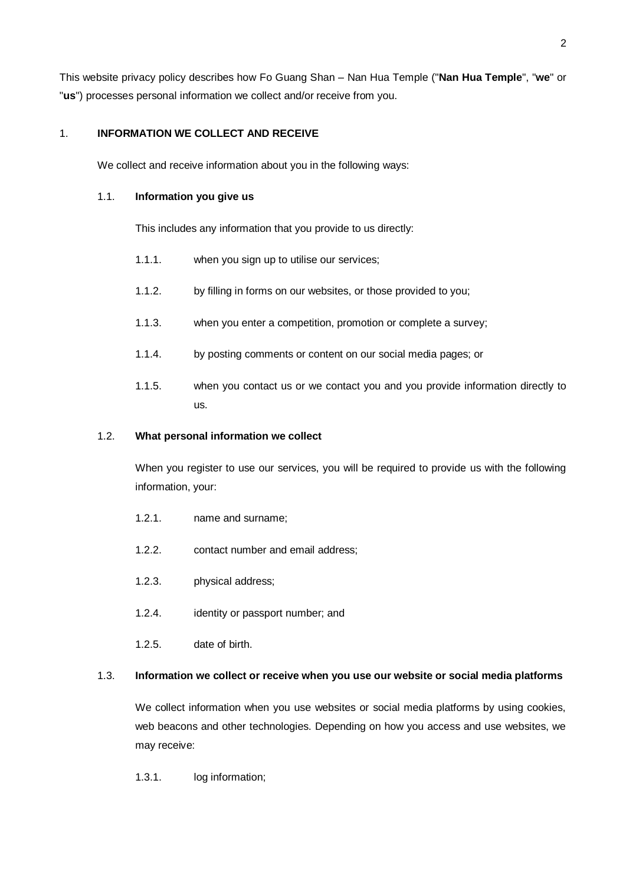This website privacy policy describes how Fo Guang Shan – Nan Hua Temple ("**Nan Hua Temple**", "**we**" or "**us**") processes personal information we collect and/or receive from you.

## 1. INFORMATION WE COLLECT AND RECEIVE

We collect and receive information about you in the following ways:

### 1.1. Information you give us

This includes any information that you provide to us directly:

1.1.1. when you sign up to utilise our services;

1.1.2. by filling in forms on our websites, or those provided to you;

1.1.3. when you enter a competition, promotion or complete a survey;

1.1.4. by posting comments or content on our social media pages; or

1.1.5. when you contact us or we contact you and you provide information directly to us.

### 1.2. What personal information we collect

When you register to use our services, you will be required to provide us with the following information, your:

1.2.1. name and surname;

1.2.2. contact number and email address;

1.2.3. physical address;

1.2.4. identity or passport number; and

1.2.5. date of birth.

### 1.3. Information we collect or receive when you use our website or social media platforms

We collect information when you use websites or social media platforms by using cookies, web beacons and other technologies. Depending on how you access and use websites, we may receive:

1.3.1. log information;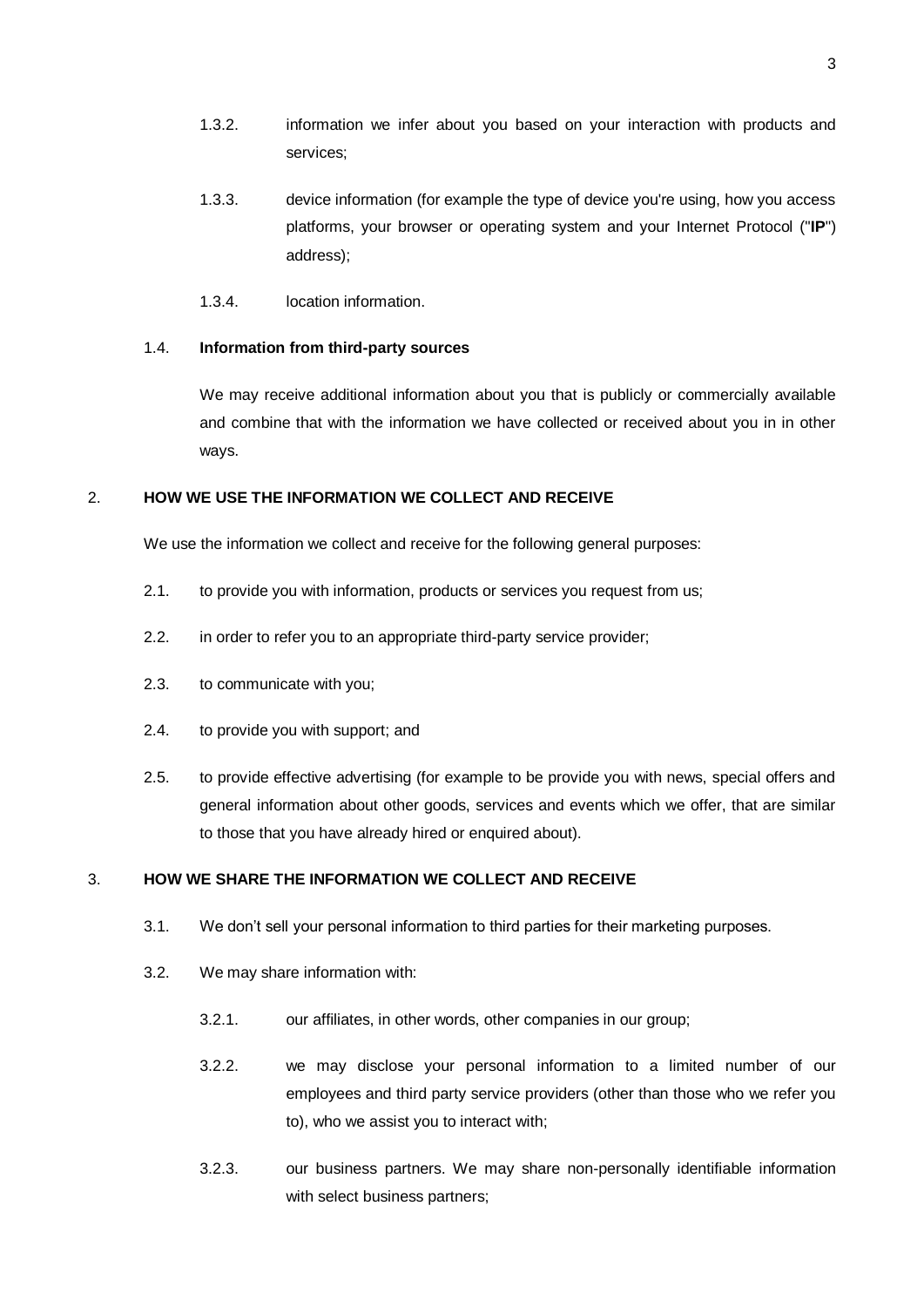1.3.2. information we infer about you based on your interaction with products and services;

1.3.3. device information (for example the type of device you're using, how you access platforms, your browser or operating system and your Internet Protocol ("**IP**") address);

1.3.4. location information.

1.4. **Information from third-party sources**

We may receive additional information about you that is publicly or commercially available and combine that with the information we have collected or received about you in in other ways.

2. **HOW WE USE THE INFORMATION WE COLLECT AND RECEIVE**

We use the information we collect and receive for the following general purposes:

2.1. to provide you with information, products or services you request from us;

2.2. in order to refer you to an appropriate third-party service provider;

2.3. to communicate with you;

2.4. to provide you with support; and

2.5. to provide effective advertising (for example to be provide you with news, special offers and general information about other goods, services and events which we offer, that are similar to those that you have already hired or enquired about).

3. **HOW WE SHARE THE INFORMATION WE COLLECT AND RECEIVE**

3.1. We don't sell your personal information to third parties for their marketing purposes.

3.2. We may share information with:

3.2.1. our affiliates, in other words, other companies in our group;

3.2.2. we may disclose your personal information to a limited number of our employees and third party service providers (other than those who we refer you to), who we assist you to interact with;

3.2.3. our business partners. We may share non-personally identifiable information with select business partners;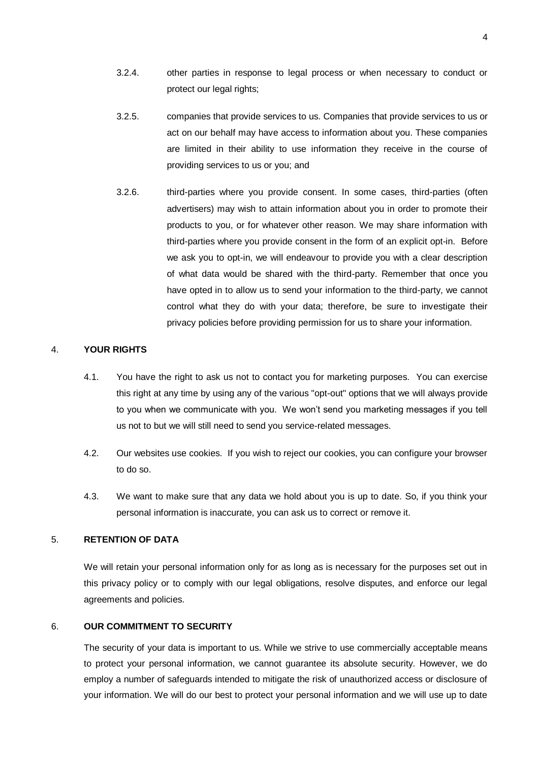3.2.4. other parties in response to legal process or when necessary to conduct or protect our legal rights;

3.2.5. companies that provide services to us. Companies that provide services to us or act on our behalf may have access to information about you. These companies are limited in their ability to use information they receive in the course of providing services to us or you; and

3.2.6. third-parties where you provide consent. In some cases, third-parties (often advertisers) may wish to attain information about you in order to promote their products to you, or for whatever other reason. We may share information with third-parties where you provide consent in the form of an explicit opt-in. Before we ask you to opt-in, we will endeavour to provide you with a clear description of what data would be shared with the third-party. Remember that once you have opted in to allow us to send your information to the third-party, we cannot control what they do with your data; therefore, be sure to investigate their privacy policies before providing permission for us to share your information.

## 4. YOUR RIGHTS

4.1. You have the right to ask us not to contact you for marketing purposes. You can exercise this right at any time by using any of the various "opt-out" options that we will always provide to you when we communicate with you. We won't send you marketing messages if you tell us not to but we will still need to send you service-related messages.

4.2. Our websites use cookies. If you wish to reject our cookies, you can configure your browser to do so.

4.3. We want to make sure that any data we hold about you is up to date. So, if you think your personal information is inaccurate, you can ask us to correct or remove it.

## 5. RETENTION OF DATA

We will retain your personal information only for as long as is necessary for the purposes set out in this privacy policy or to comply with our legal obligations, resolve disputes, and enforce our legal agreements and policies.

## 6. OUR COMMITMENT TO SECURITY

The security of your data is important to us. While we strive to use commercially acceptable means to protect your personal information, we cannot guarantee its absolute security. However, we do employ a number of safeguards intended to mitigate the risk of unauthorized access or disclosure of your information. We will do our best to protect your personal information and we will use up to date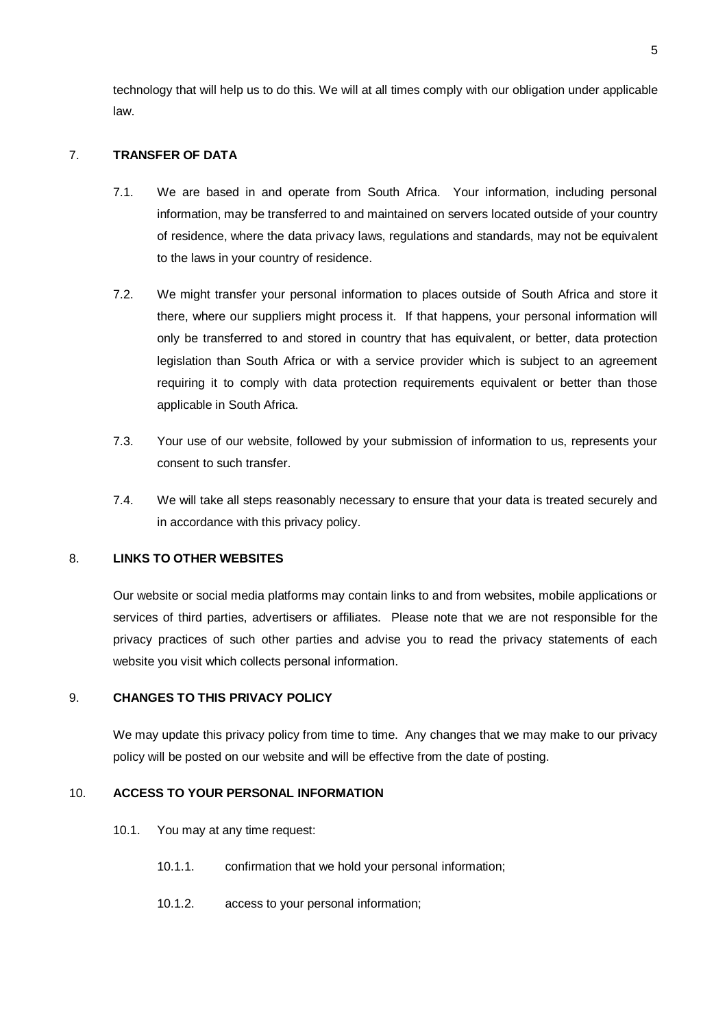technology that will help us to do this. We will at all times comply with our obligation under applicable law.

## 7. TRANSFER OF DATA

7.1. We are based in and operate from South Africa. Your information, including personal information, may be transferred to and maintained on servers located outside of your country of residence, where the data privacy laws, regulations and standards, may not be equivalent to the laws in your country of residence.

7.2. We might transfer your personal information to places outside of South Africa and store it there, where our suppliers might process it. If that happens, your personal information will only be transferred to and stored in country that has equivalent, or better, data protection legislation than South Africa or with a service provider which is subject to an agreement requiring it to comply with data protection requirements equivalent or better than those applicable in South Africa.

7.3. Your use of our website, followed by your submission of information to us, represents your consent to such transfer.

7.4. We will take all steps reasonably necessary to ensure that your data is treated securely and in accordance with this privacy policy.

## 8. LINKS TO OTHER WEBSITES

Our website or social media platforms may contain links to and from websites, mobile applications or services of third parties, advertisers or affiliates. Please note that we are not responsible for the privacy practices of such other parties and advise you to read the privacy statements of each website you visit which collects personal information.

## 9. CHANGES TO THIS PRIVACY POLICY

We may update this privacy policy from time to time. Any changes that we may make to our privacy policy will be posted on our website and will be effective from the date of posting.

## 10. ACCESS TO YOUR PERSONAL INFORMATION

10.1. You may at any time request:

10.1.1. confirmation that we hold your personal information;

10.1.2. access to your personal information;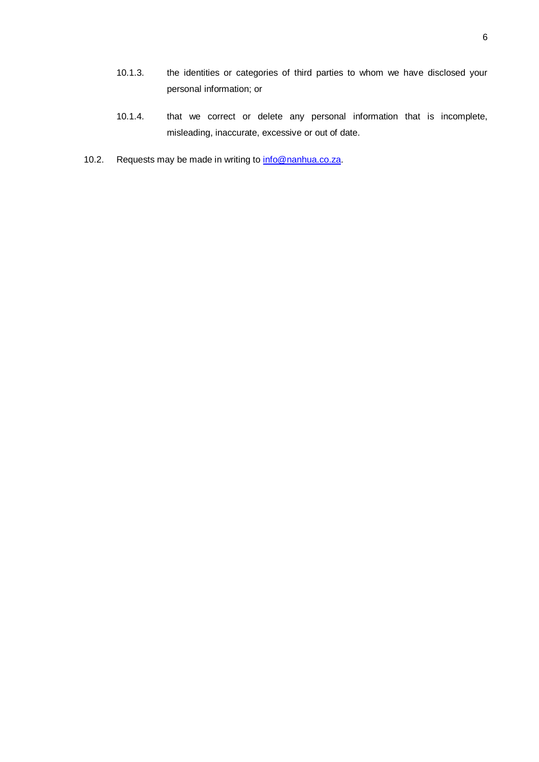10.1.3. the identities or categories of third parties to whom we have disclosed your personal information; or

10.1.4. that we correct or delete any personal information that is incomplete, misleading, inaccurate, excessive or out of date.

10.2. Requests may be made in writing to [info@nanhua.co.za](mailto:info@nanhua.co.za).